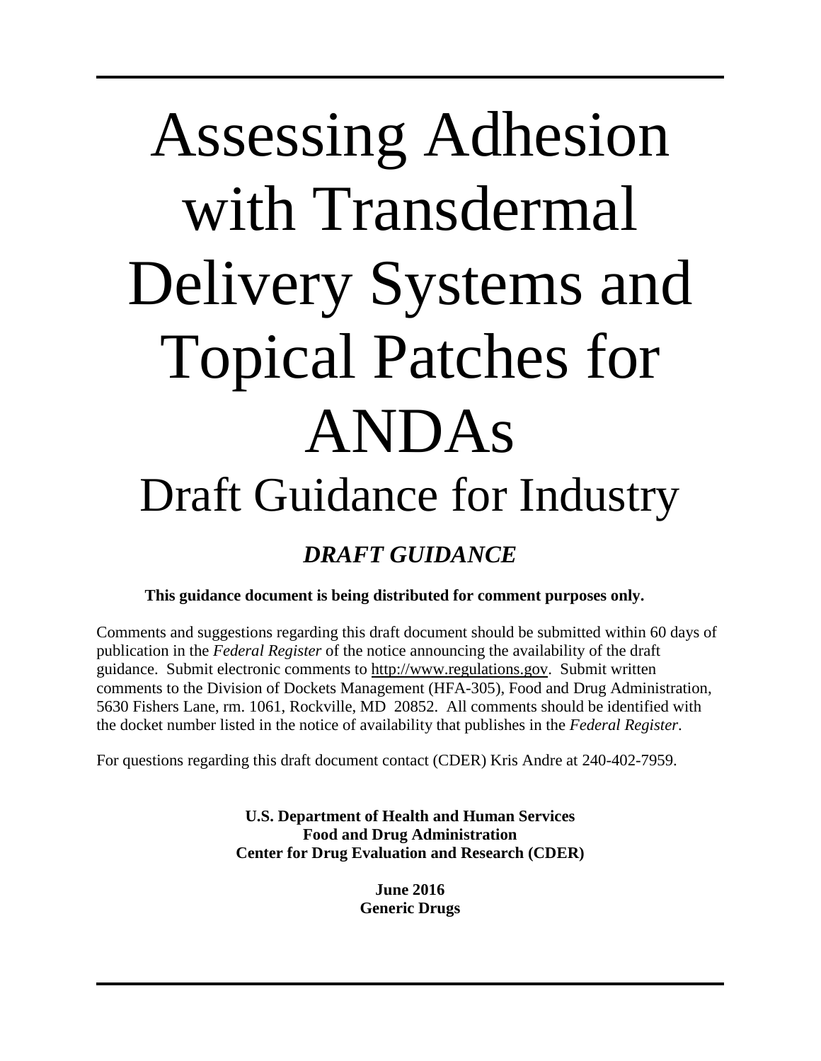# Assessing Adhesion with Transdermal Delivery Systems and Topical Patches for ANDAs

## Draft Guidance for Industry

### *DRAFT GUIDANCE*

**This guidance document is being distributed for comment purposes only.**

Comments and suggestions regarding this draft document should be submitted within 60 days of publication in the *Federal Register* of the notice announcing the availability of the draft guidance. Submit electronic comments to http://www.regulations.gov. Submit written comments to the Division of Dockets Management (HFA-305), Food and Drug Administration, 5630 Fishers Lane, rm. 1061, Rockville, MD 20852. All comments should be identified with the docket number listed in the notice of availability that publishes in the *Federal Register*.

For questions regarding this draft document contact (CDER) Kris Andre at 240-402-7959.

**U.S. Department of Health and Human Services**
**Food and Drug Administration**
**Center for Drug Evaluation and Research (CDER)**

**June 2016**
**Generic Drugs**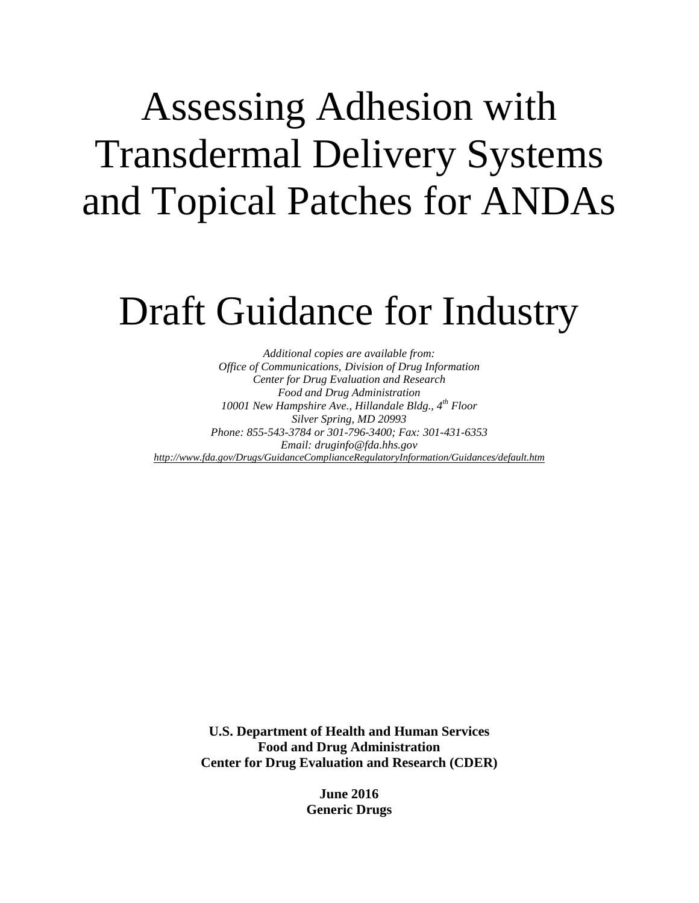# Assessing Adhesion with Transdermal Delivery Systems and Topical Patches for ANDAs

# Draft Guidance for Industry

*Additional copies are available from:*
*Office of Communications, Division of Drug Information*
*Center for Drug Evaluation and Research*
*Food and Drug Administration*
*10001 New Hampshire Ave., Hillandale Bldg., 4th Floor*
*Silver Spring, MD 20993*
*Phone: 855-543-3784 or 301-796-3400; Fax: 301-431-6353*
*Email: druginfo@fda.hhs.gov*
*http://www.fda.gov/Drugs/GuidanceComplianceRegulatoryInformation/Guidances/default.htm*

**U.S. Department of Health and Human Services**
**Food and Drug Administration**
**Center for Drug Evaluation and Research (CDER)**

**June 2016**
**Generic Drugs**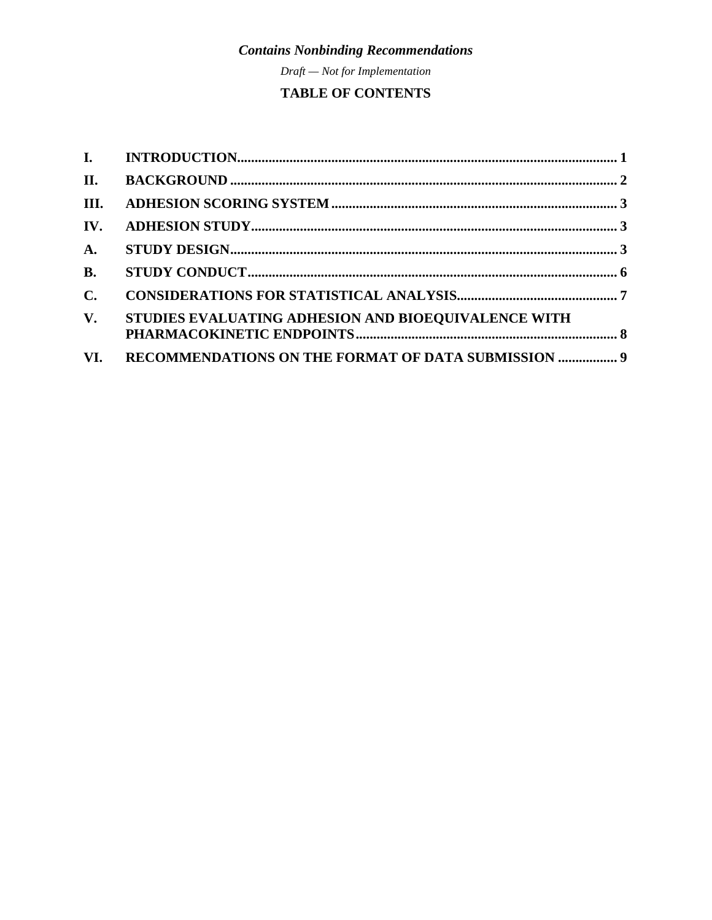*Contains Nonbinding Recommendations*

*Draft — Not for Implementation*

**TABLE OF CONTENTS**

**I. INTRODUCTION............................................................................................................ 1**

**II. BACKGROUND ............................................................................................................. 2**

**III. ADHESION SCORING SYSTEM ................................................................................. 3**

**IV. ADHESION STUDY........................................................................................................ 3**

**A. STUDY DESIGN.............................................................................................................. 3**

**B. STUDY CONDUCT......................................................................................................... 6**

**C. CONSIDERATIONS FOR STATISTICAL ANALYSIS.............................................. 7**

**V. STUDIES EVALUATING ADHESION AND BIOEQUIVALENCE WITH PHARMACOKINETIC ENDPOINTS.......................................................................... 8**

**VI. RECOMMENDATIONS ON THE FORMAT OF DATA SUBMISSION ................. 9**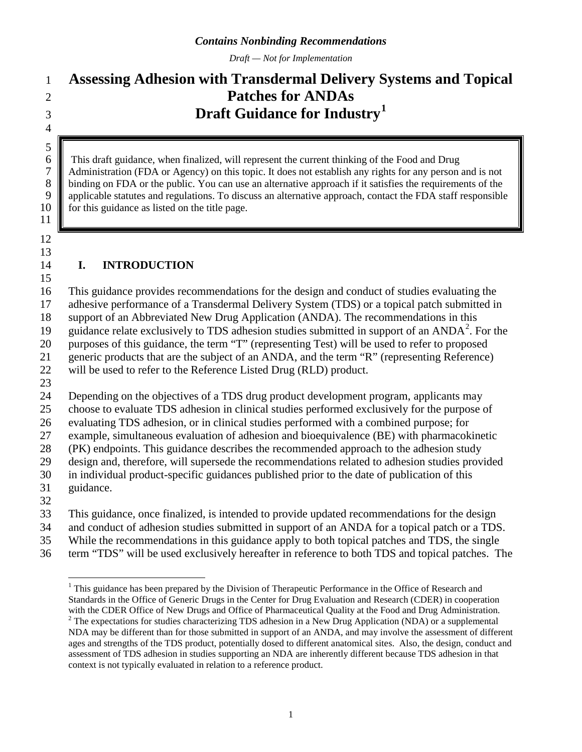*Contains Nonbinding Recommendations*

*Draft — Not for Implementation*

# Assessing Adhesion with Transdermal Delivery Systems and Topical Patches for ANDAs Draft Guidance for Industry[1]

> This draft guidance, when finalized, will represent the current thinking of the Food and Drug Administration (FDA or Agency) on this topic. It does not establish any rights for any person and is not binding on FDA or the public. You can use an alternative approach if it satisfies the requirements of the applicable statutes and regulations. To discuss an alternative approach, contact the FDA staff responsible for this guidance as listed on the title page.

## I. INTRODUCTION

This guidance provides recommendations for the design and conduct of studies evaluating the adhesive performance of a Transdermal Delivery System (TDS) or a topical patch submitted in support of an Abbreviated New Drug Application (ANDA). The recommendations in this guidance relate exclusively to TDS adhesion studies submitted in support of an ANDA[2]. For the purposes of this guidance, the term "T" (representing Test) will be used to refer to proposed generic products that are the subject of an ANDA, and the term "R" (representing Reference) will be used to refer to the Reference Listed Drug (RLD) product.

Depending on the objectives of a TDS drug product development program, applicants may choose to evaluate TDS adhesion in clinical studies performed exclusively for the purpose of evaluating TDS adhesion, or in clinical studies performed with a combined purpose; for example, simultaneous evaluation of adhesion and bioequivalence (BE) with pharmacokinetic (PK) endpoints. This guidance describes the recommended approach to the adhesion study design and, therefore, will supersede the recommendations related to adhesion studies provided in individual product-specific guidances published prior to the date of publication of this guidance.

This guidance, once finalized, is intended to provide updated recommendations for the design and conduct of adhesion studies submitted in support of an ANDA for a topical patch or a TDS. While the recommendations in this guidance apply to both topical patches and TDS, the single term "TDS" will be used exclusively hereafter in reference to both TDS and topical patches. The

---

[1] This guidance has been prepared by the Division of Therapeutic Performance in the Office of Research and Standards in the Office of Generic Drugs in the Center for Drug Evaluation and Research (CDER) in cooperation with the CDER Office of New Drugs and Office of Pharmaceutical Quality at the Food and Drug Administration.

[2] The expectations for studies characterizing TDS adhesion in a New Drug Application (NDA) or a supplemental NDA may be different than for those submitted in support of an ANDA, and may involve the assessment of different ages and strengths of the TDS product, potentially dosed to different anatomical sites. Also, the design, conduct and assessment of TDS adhesion in studies supporting an NDA are inherently different because TDS adhesion in that context is not typically evaluated in relation to a reference product.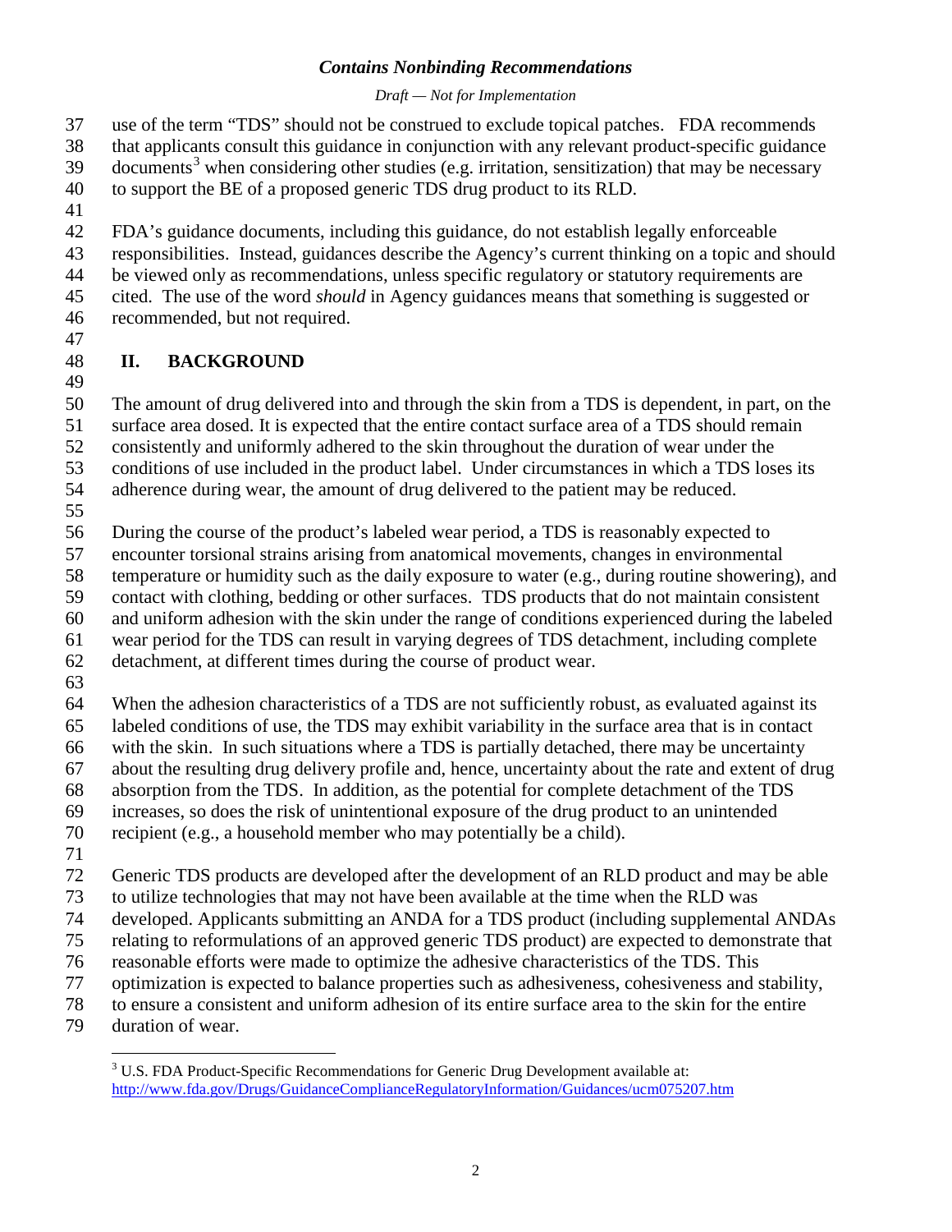use of the term "TDS" should not be construed to exclude topical patches. FDA recommends that applicants consult this guidance in conjunction with any relevant product-specific guidance documents[3] when considering other studies (e.g. irritation, sensitization) that may be necessary to support the BE of a proposed generic TDS drug product to its RLD.

FDA's guidance documents, including this guidance, do not establish legally enforceable responsibilities. Instead, guidances describe the Agency's current thinking on a topic and should be viewed only as recommendations, unless specific regulatory or statutory requirements are cited. The use of the word *should* in Agency guidances means that something is suggested or recommended, but not required.

## II. BACKGROUND

The amount of drug delivered into and through the skin from a TDS is dependent, in part, on the surface area dosed. It is expected that the entire contact surface area of a TDS should remain consistently and uniformly adhered to the skin throughout the duration of wear under the conditions of use included in the product label. Under circumstances in which a TDS loses its adherence during wear, the amount of drug delivered to the patient may be reduced.

During the course of the product's labeled wear period, a TDS is reasonably expected to encounter torsional strains arising from anatomical movements, changes in environmental temperature or humidity such as the daily exposure to water (e.g., during routine showering), and contact with clothing, bedding or other surfaces. TDS products that do not maintain consistent and uniform adhesion with the skin under the range of conditions experienced during the labeled wear period for the TDS can result in varying degrees of TDS detachment, including complete detachment, at different times during the course of product wear.

When the adhesion characteristics of a TDS are not sufficiently robust, as evaluated against its labeled conditions of use, the TDS may exhibit variability in the surface area that is in contact with the skin. In such situations where a TDS is partially detached, there may be uncertainty about the resulting drug delivery profile and, hence, uncertainty about the rate and extent of drug absorption from the TDS. In addition, as the potential for complete detachment of the TDS increases, so does the risk of unintentional exposure of the drug product to an unintended recipient (e.g., a household member who may potentially be a child).

Generic TDS products are developed after the development of an RLD product and may be able to utilize technologies that may not have been available at the time when the RLD was developed. Applicants submitting an ANDA for a TDS product (including supplemental ANDAs relating to reformulations of an approved generic TDS product) are expected to demonstrate that reasonable efforts were made to optimize the adhesive characteristics of the TDS. This optimization is expected to balance properties such as adhesiveness, cohesiveness and stability, to ensure a consistent and uniform adhesion of its entire surface area to the skin for the entire duration of wear.

[3] U.S. FDA Product-Specific Recommendations for Generic Drug Development available at: http://www.fda.gov/Drugs/GuidanceComplianceRegulatoryInformation/Guidances/ucm075207.htm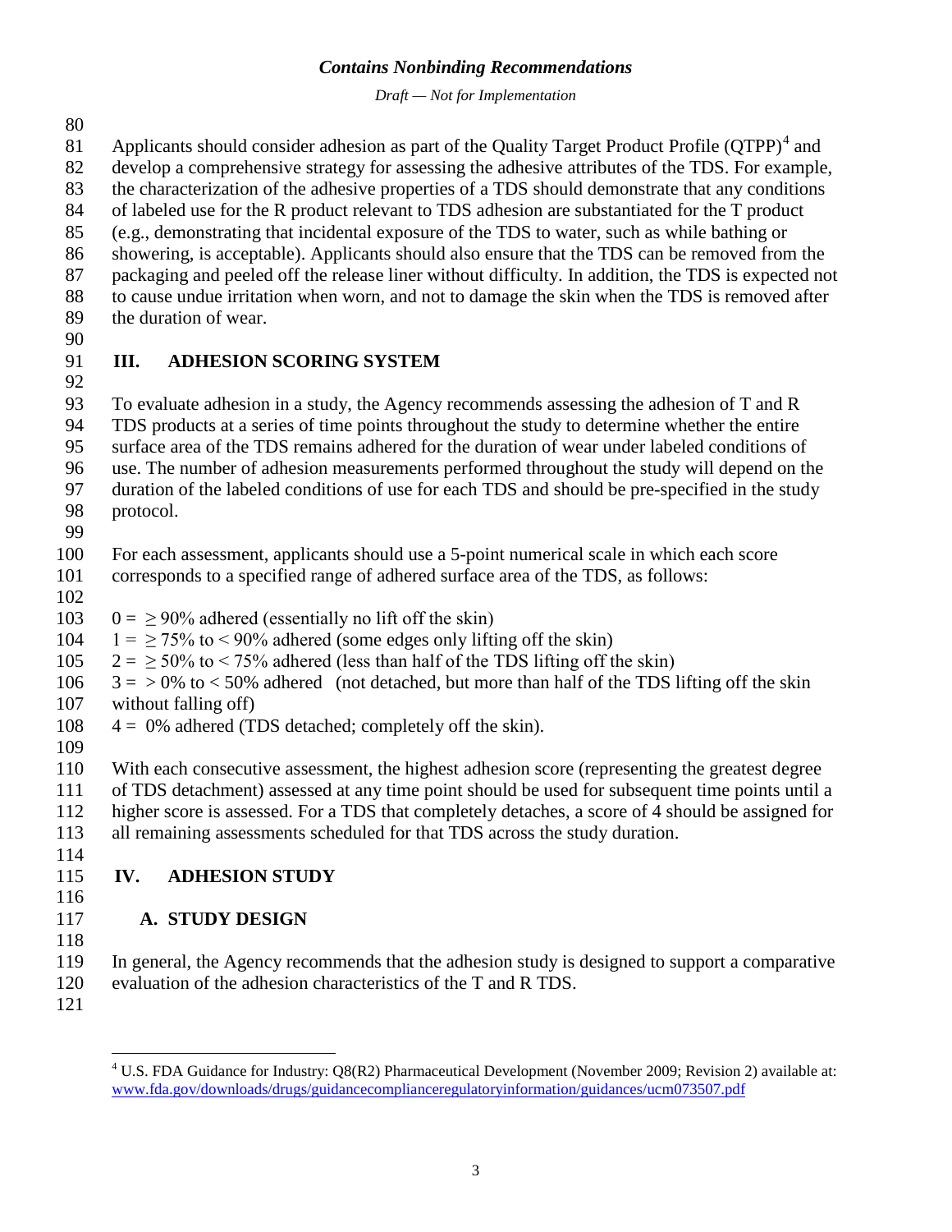Applicants should consider adhesion as part of the Quality Target Product Profile (QTPP)[4] and develop a comprehensive strategy for assessing the adhesive attributes of the TDS. For example, the characterization of the adhesive properties of a TDS should demonstrate that any conditions of labeled use for the R product relevant to TDS adhesion are substantiated for the T product (e.g., demonstrating that incidental exposure of the TDS to water, such as while bathing or showering, is acceptable). Applicants should also ensure that the TDS can be removed from the packaging and peeled off the release liner without difficulty. In addition, the TDS is expected not to cause undue irritation when worn, and not to damage the skin when the TDS is removed after the duration of wear.

# III. ADHESION SCORING SYSTEM

To evaluate adhesion in a study, the Agency recommends assessing the adhesion of T and R TDS products at a series of time points throughout the study to determine whether the entire surface area of the TDS remains adhered for the duration of wear under labeled conditions of use. The number of adhesion measurements performed throughout the study will depend on the duration of the labeled conditions of use for each TDS and should be pre-specified in the study protocol.

For each assessment, applicants should use a 5-point numerical scale in which each score corresponds to a specified range of adhered surface area of the TDS, as follows:

0 = ≥ 90% adhered (essentially no lift off the skin)
1 = ≥ 75% to < 90% adhered (some edges only lifting off the skin)
2 = ≥ 50% to < 75% adhered (less than half of the TDS lifting off the skin)
3 = > 0% to < 50% adhered (not detached, but more than half of the TDS lifting off the skin without falling off)
4 = 0% adhered (TDS detached; completely off the skin).

With each consecutive assessment, the highest adhesion score (representing the greatest degree of TDS detachment) assessed at any time point should be used for subsequent time points until a higher score is assessed. For a TDS that completely detaches, a score of 4 should be assigned for all remaining assessments scheduled for that TDS across the study duration.

# IV. ADHESION STUDY

## A. STUDY DESIGN

In general, the Agency recommends that the adhesion study is designed to support a comparative evaluation of the adhesion characteristics of the T and R TDS.

---

[4] U.S. FDA Guidance for Industry: Q8(R2) Pharmaceutical Development (November 2009; Revision 2) available at: www.fda.gov/downloads/drugs/guidancecomplianceregulatoryinformation/guidances/ucm073507.pdf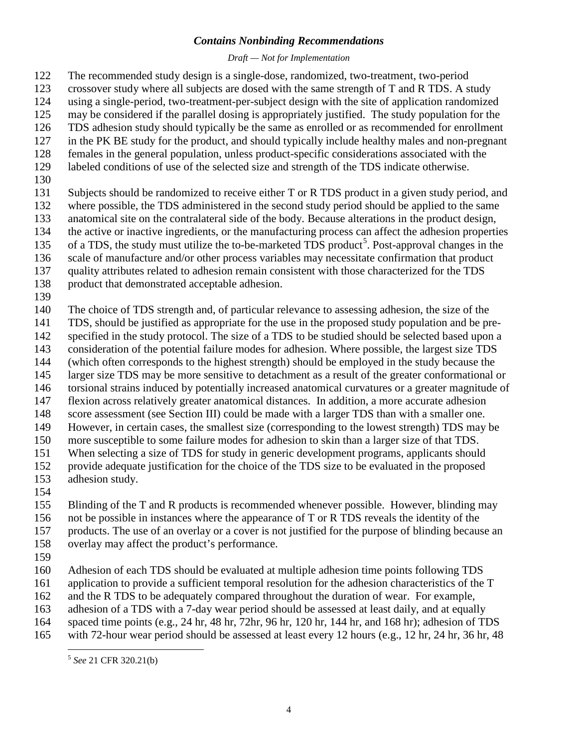The recommended study design is a single-dose, randomized, two-treatment, two-period crossover study where all subjects are dosed with the same strength of T and R TDS. A study using a single-period, two-treatment-per-subject design with the site of application randomized may be considered if the parallel dosing is appropriately justified. The study population for the TDS adhesion study should typically be the same as enrolled or as recommended for enrollment in the PK BE study for the product, and should typically include healthy males and non-pregnant females in the general population, unless product-specific considerations associated with the labeled conditions of use of the selected size and strength of the TDS indicate otherwise.

Subjects should be randomized to receive either T or R TDS product in a given study period, and where possible, the TDS administered in the second study period should be applied to the same anatomical site on the contralateral side of the body. Because alterations in the product design, the active or inactive ingredients, or the manufacturing process can affect the adhesion properties of a TDS, the study must utilize the to-be-marketed TDS product[5]. Post-approval changes in the scale of manufacture and/or other process variables may necessitate confirmation that product quality attributes related to adhesion remain consistent with those characterized for the TDS product that demonstrated acceptable adhesion.

The choice of TDS strength and, of particular relevance to assessing adhesion, the size of the TDS, should be justified as appropriate for the use in the proposed study population and be pre-specified in the study protocol. The size of a TDS to be studied should be selected based upon a consideration of the potential failure modes for adhesion. Where possible, the largest size TDS (which often corresponds to the highest strength) should be employed in the study because the larger size TDS may be more sensitive to detachment as a result of the greater conformational or torsional strains induced by potentially increased anatomical curvatures or a greater magnitude of flexion across relatively greater anatomical distances. In addition, a more accurate adhesion score assessment (see Section III) could be made with a larger TDS than with a smaller one. However, in certain cases, the smallest size (corresponding to the lowest strength) TDS may be more susceptible to some failure modes for adhesion to skin than a larger size of that TDS. When selecting a size of TDS for study in generic development programs, applicants should provide adequate justification for the choice of the TDS size to be evaluated in the proposed adhesion study.

Blinding of the T and R products is recommended whenever possible. However, blinding may not be possible in instances where the appearance of T or R TDS reveals the identity of the products. The use of an overlay or a cover is not justified for the purpose of blinding because an overlay may affect the product's performance.

Adhesion of each TDS should be evaluated at multiple adhesion time points following TDS application to provide a sufficient temporal resolution for the adhesion characteristics of the T and the R TDS to be adequately compared throughout the duration of wear. For example, adhesion of a TDS with a 7-day wear period should be assessed at least daily, and at equally spaced time points (e.g., 24 hr, 48 hr, 72hr, 96 hr, 120 hr, 144 hr, and 168 hr); adhesion of TDS with 72-hour wear period should be assessed at least every 12 hours (e.g., 12 hr, 24 hr, 36 hr, 48

---

[5] *See* 21 CFR 320.21(b)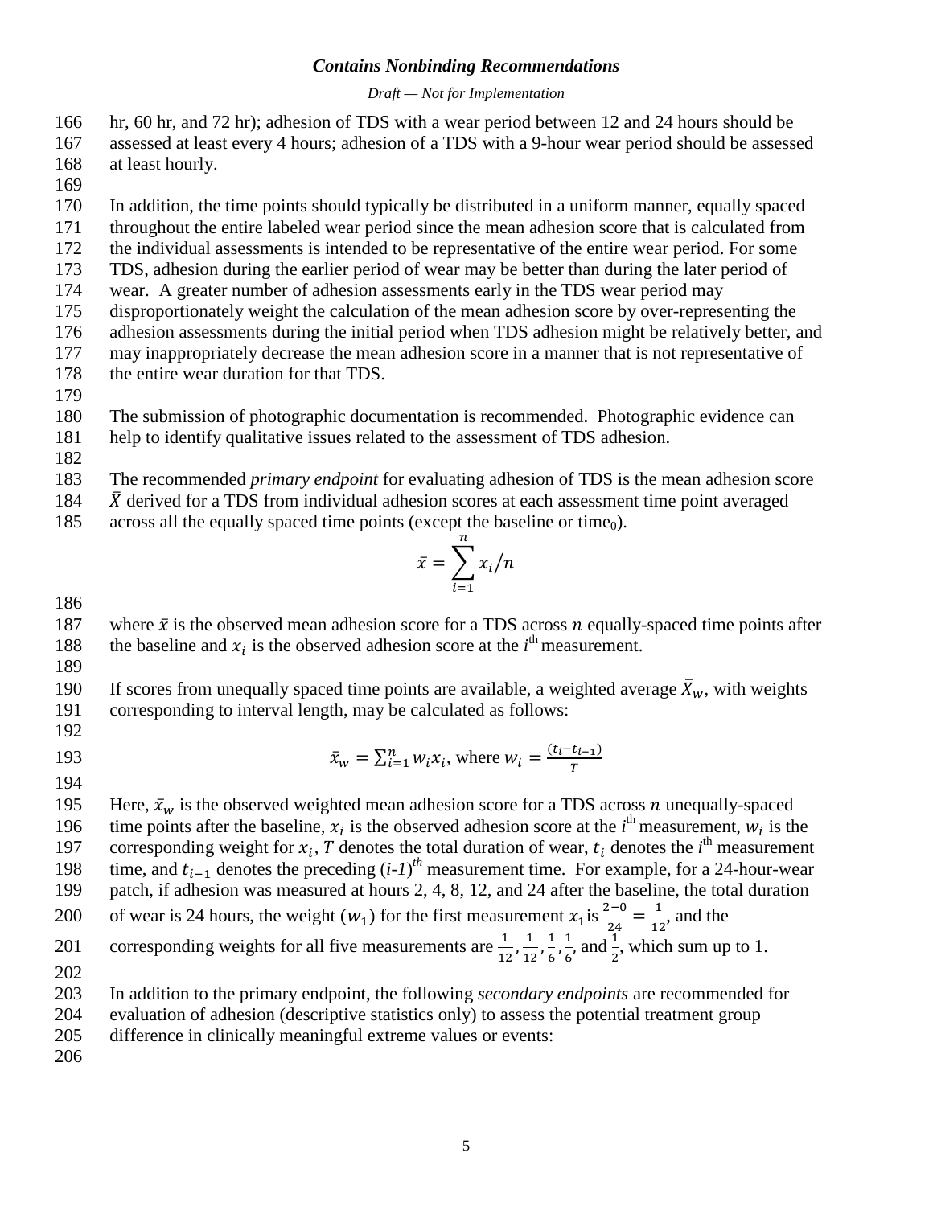hr, 60 hr, and 72 hr); adhesion of TDS with a wear period between 12 and 24 hours should be assessed at least every 4 hours; adhesion of a TDS with a 9-hour wear period should be assessed at least hourly.

In addition, the time points should typically be distributed in a uniform manner, equally spaced throughout the entire labeled wear period since the mean adhesion score that is calculated from the individual assessments is intended to be representative of the entire wear period. For some TDS, adhesion during the earlier period of wear may be better than during the later period of wear. A greater number of adhesion assessments early in the TDS wear period may disproportionately weight the calculation of the mean adhesion score by over-representing the adhesion assessments during the initial period when TDS adhesion might be relatively better, and may inappropriately decrease the mean adhesion score in a manner that is not representative of the entire wear duration for that TDS.

The submission of photographic documentation is recommended. Photographic evidence can help to identify qualitative issues related to the assessment of TDS adhesion.

The recommended *primary endpoint* for evaluating adhesion of TDS is the mean adhesion score $\bar{X}$ derived for a TDS from individual adhesion scores at each assessment time point averaged across all the equally spaced time points (except the baseline or time$_0$).

$$\bar{x} = \sum_{i=1}^{n} x_i / n$$

where $\bar{x}$ is the observed mean adhesion score for a TDS across $n$ equally-spaced time points after the baseline and $x_i$ is the observed adhesion score at the $i^{\text{th}}$ measurement.

If scores from unequally spaced time points are available, a weighted average $\bar{X}_w$, with weights corresponding to interval length, may be calculated as follows:

$$\bar{x}_w = \sum_{i=1}^{n} w_i x_i, \text{ where } w_i = \frac{(t_i - t_{i-1})}{T}$$

Here, $\bar{x}_w$ is the observed weighted mean adhesion score for a TDS across $n$ unequally-spaced time points after the baseline, $x_i$ is the observed adhesion score at the $i^{\text{th}}$ measurement, $w_i$ is the corresponding weight for $x_i$, $T$ denotes the total duration of wear, $t_i$ denotes the $i^{\text{th}}$ measurement time, and $t_{i-1}$ denotes the preceding $(i\text{-}1)^{th}$ measurement time. For example, for a 24-hour-wear patch, if adhesion was measured at hours 2, 4, 8, 12, and 24 after the baseline, the total duration of wear is 24 hours, the weight ($w_1$) for the first measurement $x_1$ is $\frac{2-0}{24} = \frac{1}{12}$, and the corresponding weights for all five measurements are $\frac{1}{12}, \frac{1}{12}, \frac{1}{6}, \frac{1}{6}$, and $\frac{1}{2}$, which sum up to 1.

In addition to the primary endpoint, the following *secondary endpoints* are recommended for evaluation of adhesion (descriptive statistics only) to assess the potential treatment group difference in clinically meaningful extreme values or events: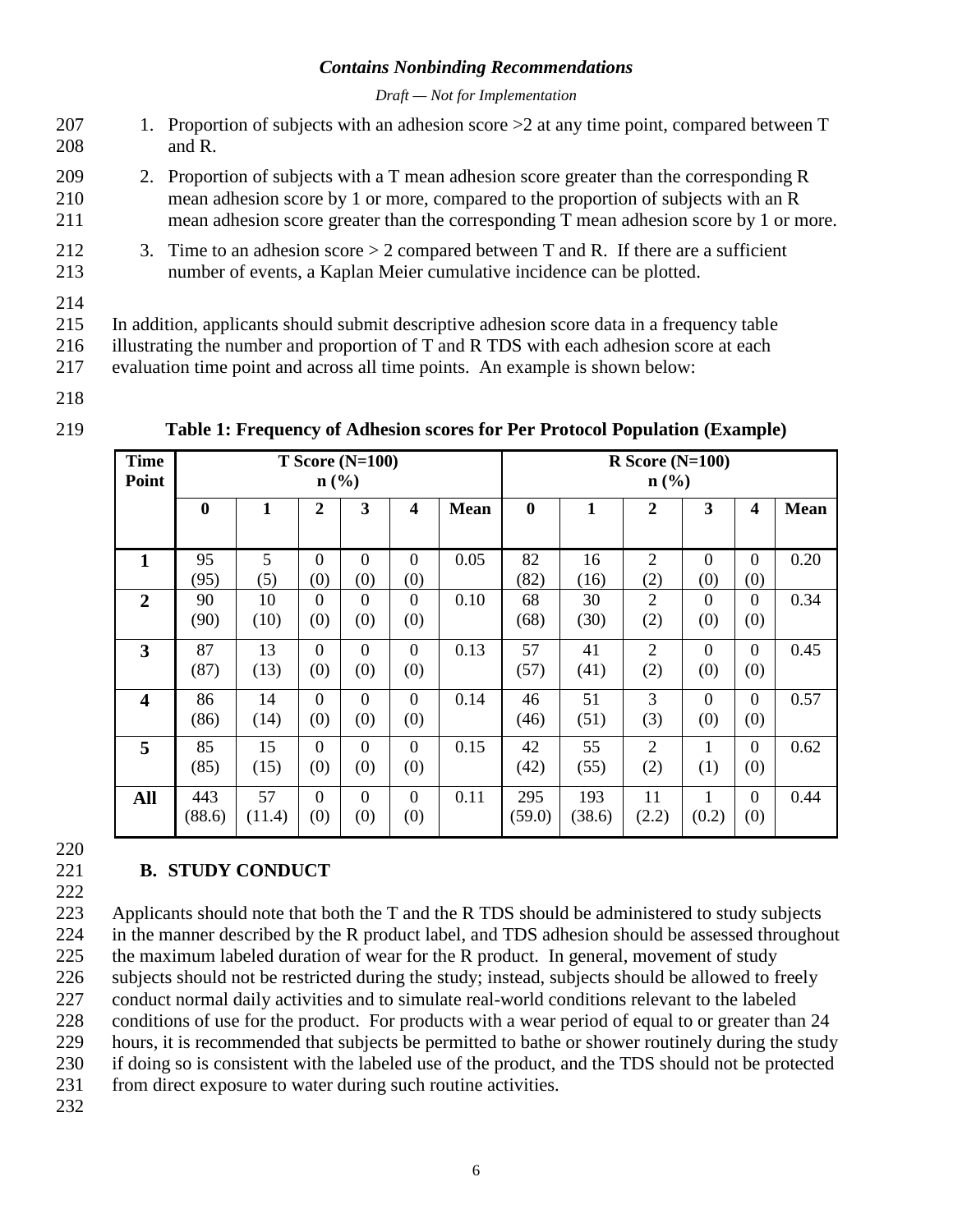1. Proportion of subjects with an adhesion score >2 at any time point, compared between T and R.
2. Proportion of subjects with a T mean adhesion score greater than the corresponding R mean adhesion score by 1 or more, compared to the proportion of subjects with an R mean adhesion score greater than the corresponding T mean adhesion score by 1 or more.
3. Time to an adhesion score > 2 compared between T and R. If there are a sufficient number of events, a Kaplan Meier cumulative incidence can be plotted.

In addition, applicants should submit descriptive adhesion score data in a frequency table illustrating the number and proportion of T and R TDS with each adhesion score at each evaluation time point and across all time points. An example is shown below:

**Table 1: Frequency of Adhesion scores for Per Protocol Population (Example)**

| Time Point | T Score (N=100) n (%) | | | | | | R Score (N=100) n (%) | | | | | |
|---|---|---|---|---|---|---|---|---|---|---|---|---|
| | **0** | **1** | **2** | **3** | **4** | **Mean** | **0** | **1** | **2** | **3** | **4** | **Mean** |
| **1** | 95 (95) | 5 (5) | 0 (0) | 0 (0) | 0 (0) | 0.05 | 82 (82) | 16 (16) | 2 (2) | 0 (0) | 0 (0) | 0.20 |
| **2** | 90 (90) | 10 (10) | 0 (0) | 0 (0) | 0 (0) | 0.10 | 68 (68) | 30 (30) | 2 (2) | 0 (0) | 0 (0) | 0.34 |
| **3** | 87 (87) | 13 (13) | 0 (0) | 0 (0) | 0 (0) | 0.13 | 57 (57) | 41 (41) | 2 (2) | 0 (0) | 0 (0) | 0.45 |
| **4** | 86 (86) | 14 (14) | 0 (0) | 0 (0) | 0 (0) | 0.14 | 46 (46) | 51 (51) | 3 (3) | 0 (0) | 0 (0) | 0.57 |
| **5** | 85 (85) | 15 (15) | 0 (0) | 0 (0) | 0 (0) | 0.15 | 42 (42) | 55 (55) | 2 (2) | 1 (1) | 0 (0) | 0.62 |
| **All** | 443 (88.6) | 57 (11.4) | 0 (0) | 0 (0) | 0 (0) | 0.11 | 295 (59.0) | 193 (38.6) | 11 (2.2) | 1 (0.2) | 0 (0) | 0.44 |

## B. STUDY CONDUCT

Applicants should note that both the T and the R TDS should be administered to study subjects in the manner described by the R product label, and TDS adhesion should be assessed throughout the maximum labeled duration of wear for the R product. In general, movement of study subjects should not be restricted during the study; instead, subjects should be allowed to freely conduct normal daily activities and to simulate real-world conditions relevant to the labeled conditions of use for the product. For products with a wear period of equal to or greater than 24 hours, it is recommended that subjects be permitted to bathe or shower routinely during the study if doing so is consistent with the labeled use of the product, and the TDS should not be protected from direct exposure to water during such routine activities.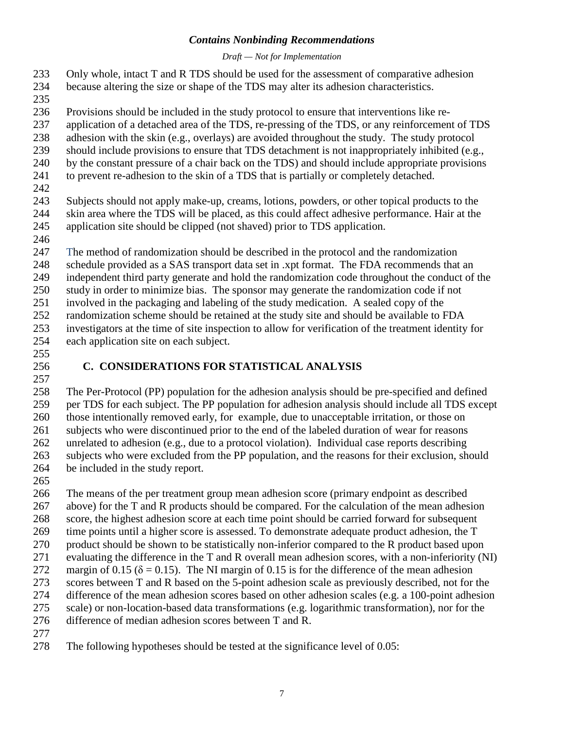Only whole, intact T and R TDS should be used for the assessment of comparative adhesion because altering the size or shape of the TDS may alter its adhesion characteristics.

Provisions should be included in the study protocol to ensure that interventions like re-application of a detached area of the TDS, re-pressing of the TDS, or any reinforcement of TDS adhesion with the skin (e.g., overlays) are avoided throughout the study. The study protocol should include provisions to ensure that TDS detachment is not inappropriately inhibited (e.g., by the constant pressure of a chair back on the TDS) and should include appropriate provisions to prevent re-adhesion to the skin of a TDS that is partially or completely detached.

Subjects should not apply make-up, creams, lotions, powders, or other topical products to the skin area where the TDS will be placed, as this could affect adhesive performance. Hair at the application site should be clipped (not shaved) prior to TDS application.

The method of randomization should be described in the protocol and the randomization schedule provided as a SAS transport data set in .xpt format. The FDA recommends that an independent third party generate and hold the randomization code throughout the conduct of the study in order to minimize bias. The sponsor may generate the randomization code if not involved in the packaging and labeling of the study medication. A sealed copy of the randomization scheme should be retained at the study site and should be available to FDA investigators at the time of site inspection to allow for verification of the treatment identity for each application site on each subject.

## C. CONSIDERATIONS FOR STATISTICAL ANALYSIS

The Per-Protocol (PP) population for the adhesion analysis should be pre-specified and defined per TDS for each subject. The PP population for adhesion analysis should include all TDS except those intentionally removed early, for example, due to unacceptable irritation, or those on subjects who were discontinued prior to the end of the labeled duration of wear for reasons unrelated to adhesion (e.g., due to a protocol violation). Individual case reports describing subjects who were excluded from the PP population, and the reasons for their exclusion, should be included in the study report.

The means of the per treatment group mean adhesion score (primary endpoint as described above) for the T and R products should be compared. For the calculation of the mean adhesion score, the highest adhesion score at each time point should be carried forward for subsequent time points until a higher score is assessed. To demonstrate adequate product adhesion, the T product should be shown to be statistically non-inferior compared to the R product based upon evaluating the difference in the T and R overall mean adhesion scores, with a non-inferiority (NI) margin of 0.15 ($\delta = 0.15$). The NI margin of 0.15 is for the difference of the mean adhesion scores between T and R based on the 5-point adhesion scale as previously described, not for the difference of the mean adhesion scores based on other adhesion scales (e.g. a 100-point adhesion scale) or non-location-based data transformations (e.g. logarithmic transformation), nor for the difference of median adhesion scores between T and R.

The following hypotheses should be tested at the significance level of 0.05: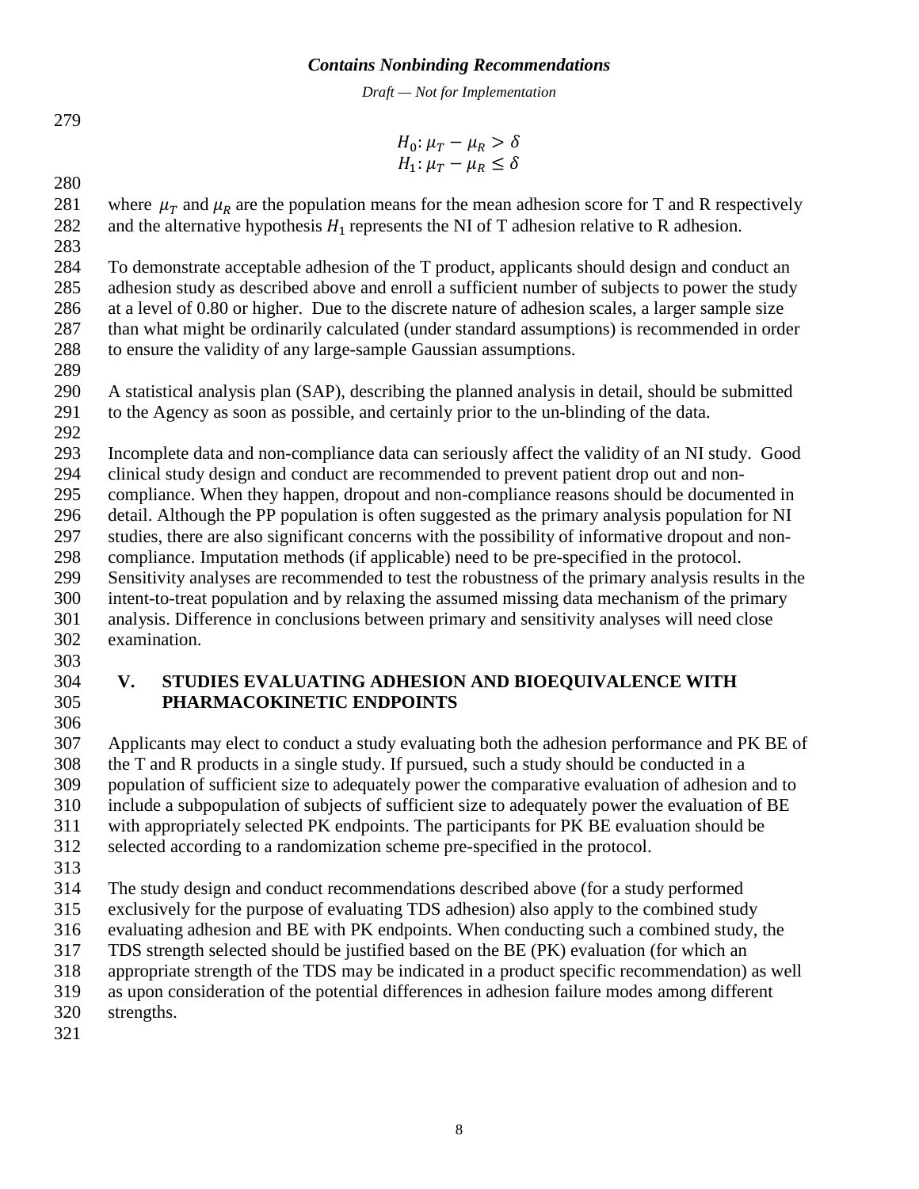$$H_0: \mu_T - \mu_R > \delta$$
$$H_1: \mu_T - \mu_R \leq \delta$$

where $\mu_T$ and $\mu_R$ are the population means for the mean adhesion score for T and R respectively and the alternative hypothesis $H_1$ represents the NI of T adhesion relative to R adhesion.

To demonstrate acceptable adhesion of the T product, applicants should design and conduct an adhesion study as described above and enroll a sufficient number of subjects to power the study at a level of 0.80 or higher. Due to the discrete nature of adhesion scales, a larger sample size than what might be ordinarily calculated (under standard assumptions) is recommended in order to ensure the validity of any large-sample Gaussian assumptions.

A statistical analysis plan (SAP), describing the planned analysis in detail, should be submitted to the Agency as soon as possible, and certainly prior to the un-blinding of the data.

Incomplete data and non-compliance data can seriously affect the validity of an NI study. Good clinical study design and conduct are recommended to prevent patient drop out and non-compliance. When they happen, dropout and non-compliance reasons should be documented in detail. Although the PP population is often suggested as the primary analysis population for NI studies, there are also significant concerns with the possibility of informative dropout and non-compliance. Imputation methods (if applicable) need to be pre-specified in the protocol. Sensitivity analyses are recommended to test the robustness of the primary analysis results in the intent-to-treat population and by relaxing the assumed missing data mechanism of the primary analysis. Difference in conclusions between primary and sensitivity analyses will need close examination.

## V. STUDIES EVALUATING ADHESION AND BIOEQUIVALENCE WITH PHARMACOKINETIC ENDPOINTS

Applicants may elect to conduct a study evaluating both the adhesion performance and PK BE of the T and R products in a single study. If pursued, such a study should be conducted in a population of sufficient size to adequately power the comparative evaluation of adhesion and to include a subpopulation of subjects of sufficient size to adequately power the evaluation of BE with appropriately selected PK endpoints. The participants for PK BE evaluation should be selected according to a randomization scheme pre-specified in the protocol.

The study design and conduct recommendations described above (for a study performed exclusively for the purpose of evaluating TDS adhesion) also apply to the combined study evaluating adhesion and BE with PK endpoints. When conducting such a combined study, the TDS strength selected should be justified based on the BE (PK) evaluation (for which an appropriate strength of the TDS may be indicated in a product specific recommendation) as well as upon consideration of the potential differences in adhesion failure modes among different strengths.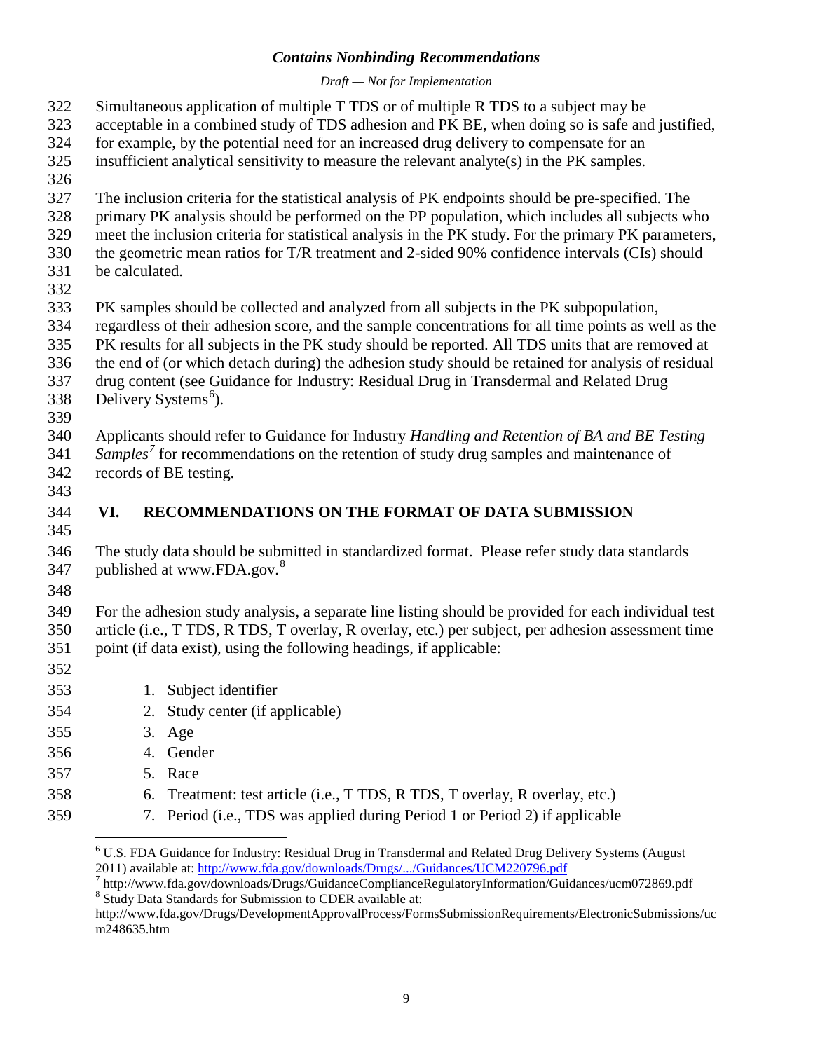Simultaneous application of multiple T TDS or of multiple R TDS to a subject may be acceptable in a combined study of TDS adhesion and PK BE, when doing so is safe and justified, for example, by the potential need for an increased drug delivery to compensate for an insufficient analytical sensitivity to measure the relevant analyte(s) in the PK samples.

The inclusion criteria for the statistical analysis of PK endpoints should be pre-specified. The primary PK analysis should be performed on the PP population, which includes all subjects who meet the inclusion criteria for statistical analysis in the PK study. For the primary PK parameters, the geometric mean ratios for T/R treatment and 2-sided 90% confidence intervals (CIs) should be calculated.

PK samples should be collected and analyzed from all subjects in the PK subpopulation, regardless of their adhesion score, and the sample concentrations for all time points as well as the PK results for all subjects in the PK study should be reported. All TDS units that are removed at the end of (or which detach during) the adhesion study should be retained for analysis of residual drug content (see Guidance for Industry: Residual Drug in Transdermal and Related Drug Delivery Systems[6]).

Applicants should refer to Guidance for Industry *Handling and Retention of BA and BE Testing Samples*[7] for recommendations on the retention of study drug samples and maintenance of records of BE testing.

## VI. RECOMMENDATIONS ON THE FORMAT OF DATA SUBMISSION

The study data should be submitted in standardized format. Please refer study data standards published at www.FDA.gov.[8]

For the adhesion study analysis, a separate line listing should be provided for each individual test article (i.e., T TDS, R TDS, T overlay, R overlay, etc.) per subject, per adhesion assessment time point (if data exist), using the following headings, if applicable:

1. Subject identifier
2. Study center (if applicable)
3. Age
4. Gender
5. Race
6. Treatment: test article (i.e., T TDS, R TDS, T overlay, R overlay, etc.)
7. Period (i.e., TDS was applied during Period 1 or Period 2) if applicable

---

[6] U.S. FDA Guidance for Industry: Residual Drug in Transdermal and Related Drug Delivery Systems (August 2011) available at: http://www.fda.gov/downloads/Drugs/.../Guidances/UCM220796.pdf

[7] http://www.fda.gov/downloads/Drugs/GuidanceComplianceRegulatoryInformation/Guidances/ucm072869.pdf

[8] Study Data Standards for Submission to CDER available at: http://www.fda.gov/Drugs/DevelopmentApprovalProcess/FormsSubmissionRequirements/ElectronicSubmissions/ucm248635.htm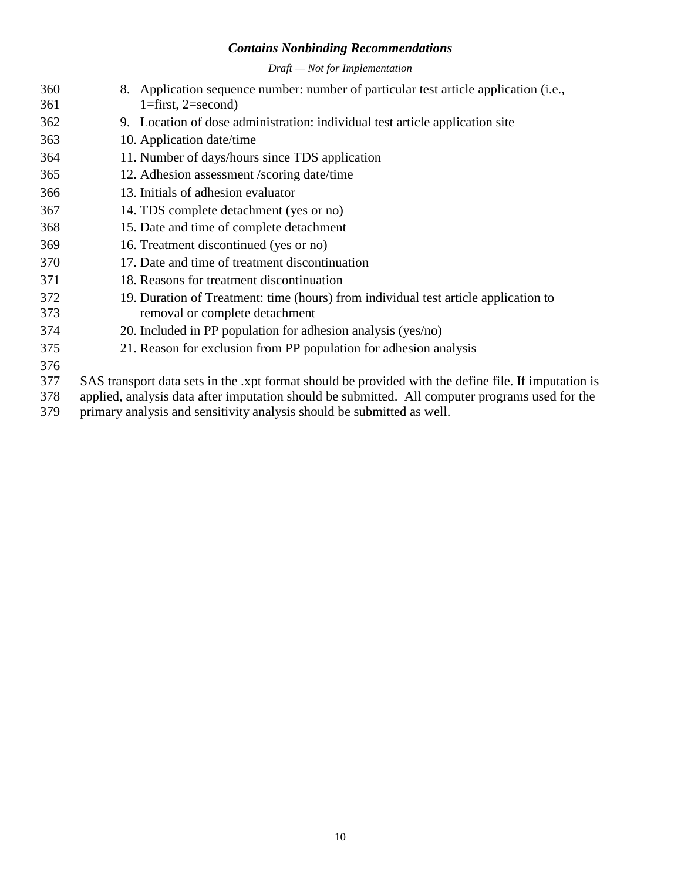8. Application sequence number: number of particular test article application (i.e., 1=first, 2=second)
9. Location of dose administration: individual test article application site
10. Application date/time
11. Number of days/hours since TDS application
12. Adhesion assessment /scoring date/time
13. Initials of adhesion evaluator
14. TDS complete detachment (yes or no)
15. Date and time of complete detachment
16. Treatment discontinued (yes or no)
17. Date and time of treatment discontinuation
18. Reasons for treatment discontinuation
19. Duration of Treatment: time (hours) from individual test article application to removal or complete detachment
20. Included in PP population for adhesion analysis (yes/no)
21. Reason for exclusion from PP population for adhesion analysis

SAS transport data sets in the .xpt format should be provided with the define file. If imputation is applied, analysis data after imputation should be submitted. All computer programs used for the primary analysis and sensitivity analysis should be submitted as well.